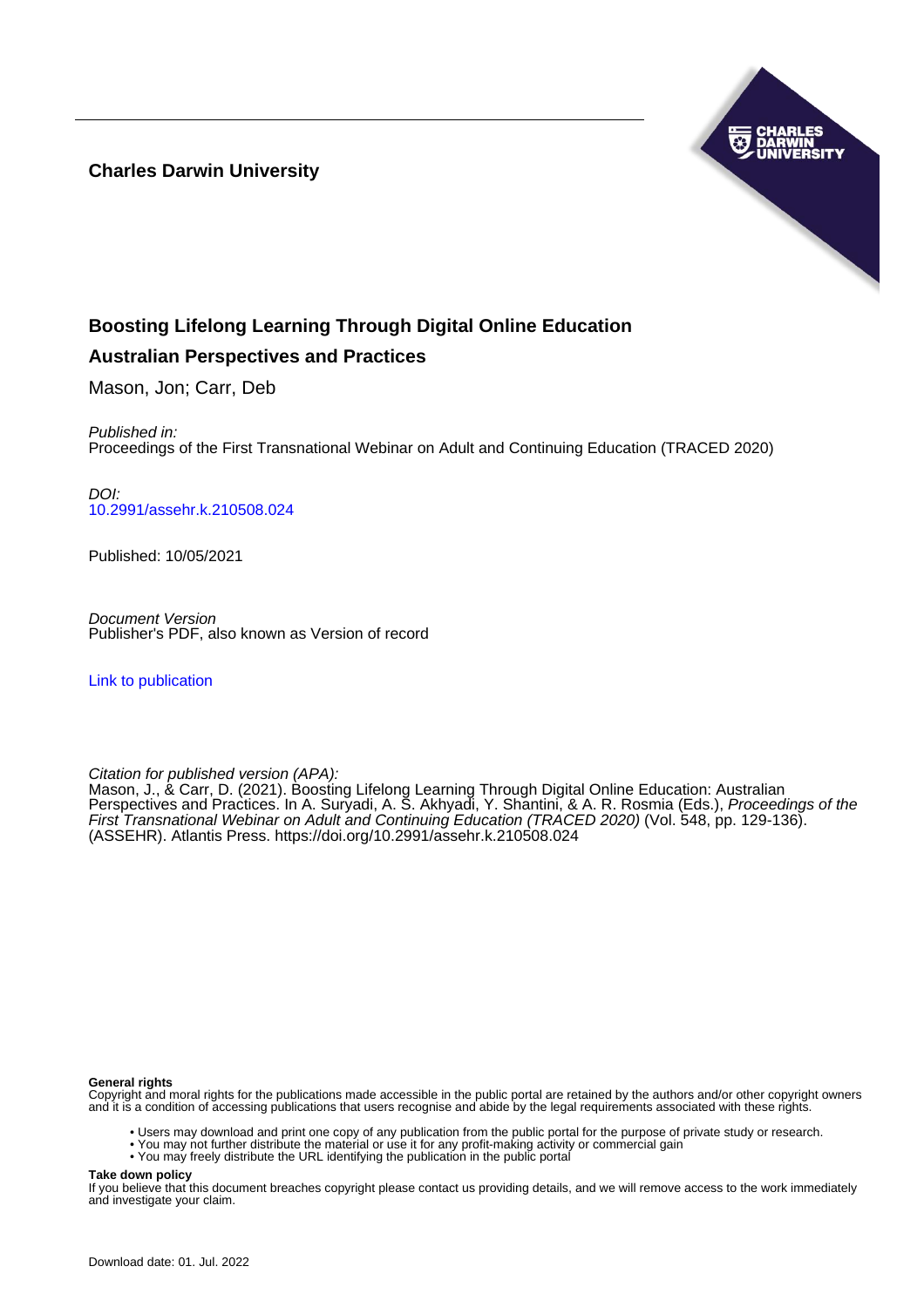**Charles Darwin University**

# Boosting Lifelong Learning Through Digital Online Education

## Australian Perspectives and Practices

Mason, Jon; Carr, Deb

*Published in:*
Proceedings of the First Transnational Webinar on Adult and Continuing Education (TRACED 2020)

*DOI:*
10.2991/assehr.k.210508.024

Published: 10/05/2021

*Document Version*
Publisher's PDF, also known as Version of record

Link to publication

*Citation for published version (APA):*
Mason, J., & Carr, D. (2021). Boosting Lifelong Learning Through Digital Online Education: Australian Perspectives and Practices. In A. Suryadi, A. S. Akhyadi, Y. Shantini, & A. R. Rosmia (Eds.), *Proceedings of the First Transnational Webinar on Adult and Continuing Education (TRACED 2020)* (Vol. 548, pp. 129-136). (ASSEHR). Atlantis Press. https://doi.org/10.2991/assehr.k.210508.024

**General rights**
Copyright and moral rights for the publications made accessible in the public portal are retained by the authors and/or other copyright owners and it is a condition of accessing publications that users recognise and abide by the legal requirements associated with these rights.

- Users may download and print one copy of any publication from the public portal for the purpose of private study or research.
- You may not further distribute the material or use it for any profit-making activity or commercial gain
- You may freely distribute the URL identifying the publication in the public portal

**Take down policy**
If you believe that this document breaches copyright please contact us providing details, and we will remove access to the work immediately and investigate your claim.

Download date: 01. Jul. 2022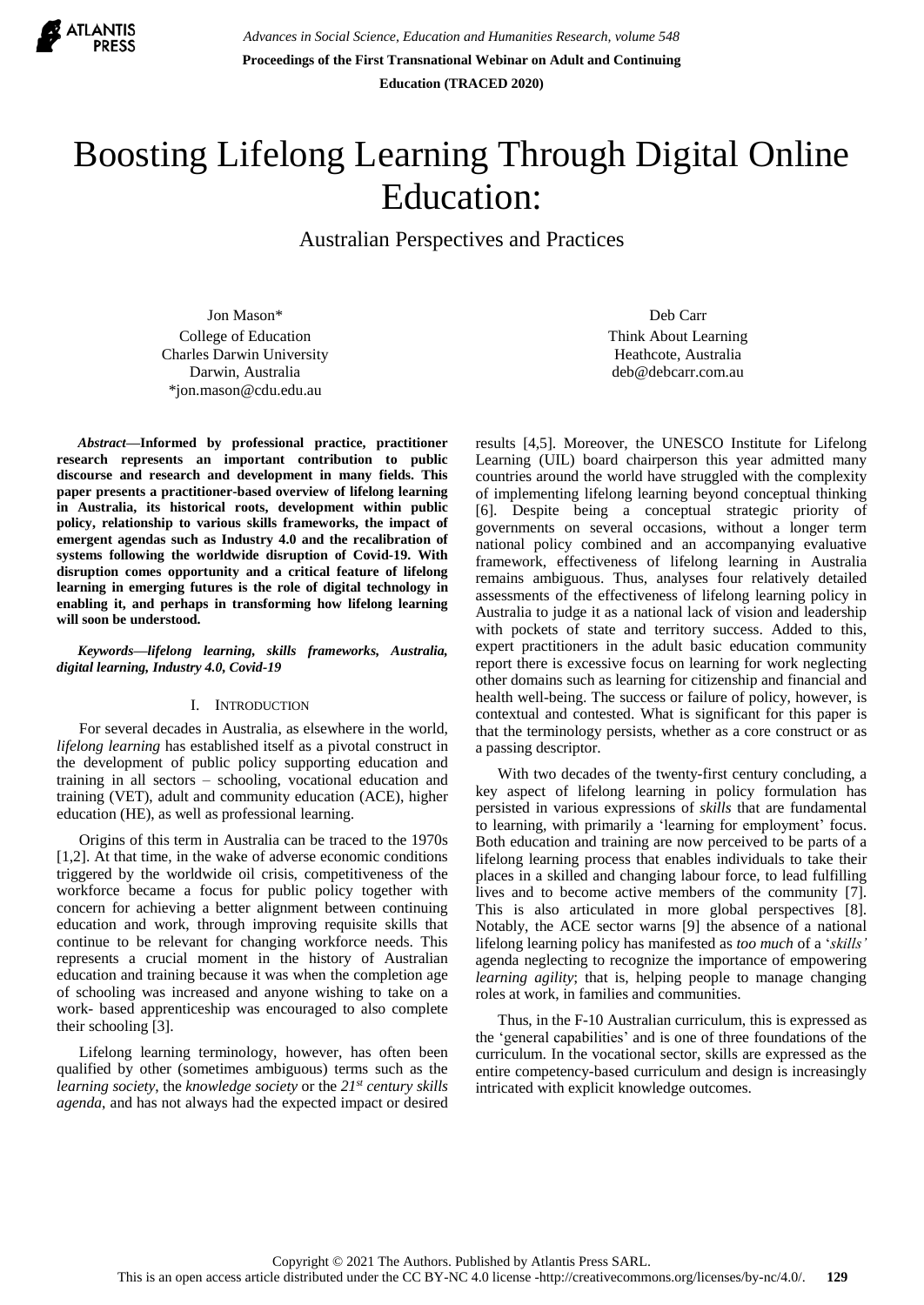# Boosting Lifelong Learning Through Digital Online Education:

Australian Perspectives and Practices

Jon Mason*
College of Education
Charles Darwin University
Darwin, Australia
*jon.mason@cdu.edu.au

Deb Carr
Think About Learning
Heathcote, Australia
deb@debcarr.com.au

***Abstract*—Informed by professional practice, practitioner research represents an important contribution to public discourse and research and development in many fields. This paper presents a practitioner-based overview of lifelong learning in Australia, its historical roots, development within public policy, relationship to various skills frameworks, the impact of emergent agendas such as Industry 4.0 and the recalibration of systems following the worldwide disruption of Covid-19. With disruption comes opportunity and a critical feature of lifelong learning in emerging futures is the role of digital technology in enabling it, and perhaps in transforming how lifelong learning will soon be understood.**

***Keywords*—*lifelong learning, skills frameworks, Australia, digital learning, Industry 4.0, Covid-19***

## I. INTRODUCTION

For several decades in Australia, as elsewhere in the world, *lifelong learning* has established itself as a pivotal construct in the development of public policy supporting education and training in all sectors – schooling, vocational education and training (VET), adult and community education (ACE), higher education (HE), as well as professional learning.

Origins of this term in Australia can be traced to the 1970s [1,2]. At that time, in the wake of adverse economic conditions triggered by the worldwide oil crisis, competitiveness of the workforce became a focus for public policy together with concern for achieving a better alignment between continuing education and work, through improving requisite skills that continue to be relevant for changing workforce needs. This represents a crucial moment in the history of Australian education and training because it was when the completion age of schooling was increased and anyone wishing to take on a work- based apprenticeship was encouraged to also complete their schooling [3].

Lifelong learning terminology, however, has often been qualified by other (sometimes ambiguous) terms such as the *learning society*, the *knowledge society* or the *21st century skills agenda*, and has not always had the expected impact or desired results [4,5]. Moreover, the UNESCO Institute for Lifelong Learning (UIL) board chairperson this year admitted many countries around the world have struggled with the complexity of implementing lifelong learning beyond conceptual thinking [6]. Despite being a conceptual strategic priority of governments on several occasions, without a longer term national policy combined and an accompanying evaluative framework, effectiveness of lifelong learning in Australia remains ambiguous. Thus, analyses four relatively detailed assessments of the effectiveness of lifelong learning policy in Australia to judge it as a national lack of vision and leadership with pockets of state and territory success. Added to this, expert practitioners in the adult basic education community report there is excessive focus on learning for work neglecting other domains such as learning for citizenship and financial and health well-being. The success or failure of policy, however, is contextual and contested. What is significant for this paper is that the terminology persists, whether as a core construct or as a passing descriptor.

With two decades of the twenty-first century concluding, a key aspect of lifelong learning in policy formulation has persisted in various expressions of *skills* that are fundamental to learning, with primarily a 'learning for employment' focus. Both education and training are now perceived to be parts of a lifelong learning process that enables individuals to take their places in a skilled and changing labour force, to lead fulfilling lives and to become active members of the community [7]. This is also articulated in more global perspectives [8]. Notably, the ACE sector warns [9] the absence of a national lifelong learning policy has manifested as *too much* of a '*skills'* agenda neglecting to recognize the importance of empowering *learning agility*; that is, helping people to manage changing roles at work, in families and communities.

Thus, in the F-10 Australian curriculum, this is expressed as the 'general capabilities' and is one of three foundations of the curriculum. In the vocational sector, skills are expressed as the entire competency-based curriculum and design is increasingly intricated with explicit knowledge outcomes.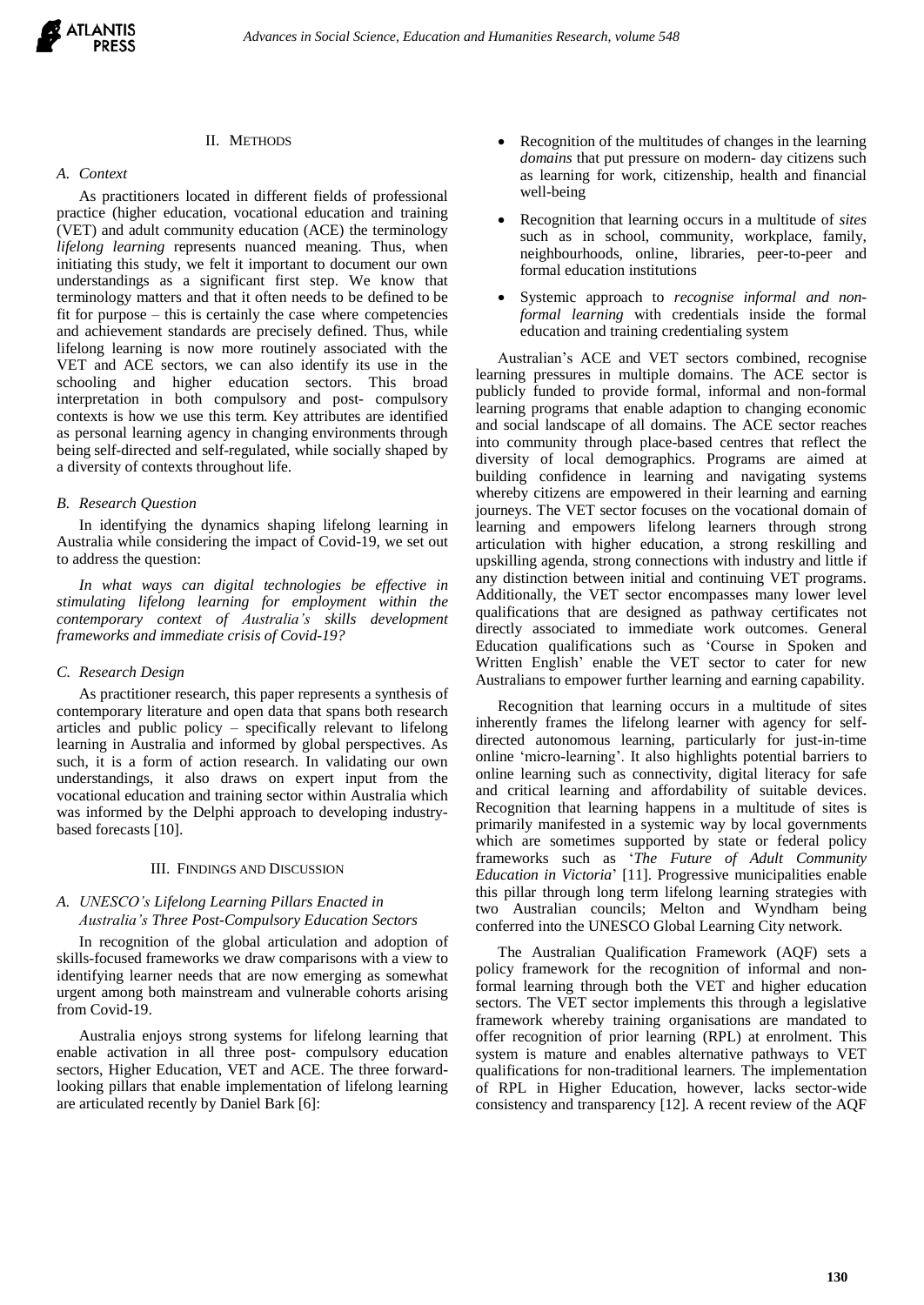## II. METHODS

### A. Context

As practitioners located in different fields of professional practice (higher education, vocational education and training (VET) and adult community education (ACE) the terminology *lifelong learning* represents nuanced meaning. Thus, when initiating this study, we felt it important to document our own understandings as a significant first step. We know that terminology matters and that it often needs to be defined to be fit for purpose – this is certainly the case where competencies and achievement standards are precisely defined. Thus, while lifelong learning is now more routinely associated with the VET and ACE sectors, we can also identify its use in the schooling and higher education sectors. This broad interpretation in both compulsory and post- compulsory contexts is how we use this term. Key attributes are identified as personal learning agency in changing environments through being self-directed and self-regulated, while socially shaped by a diversity of contexts throughout life.

### B. Research Question

In identifying the dynamics shaping lifelong learning in Australia while considering the impact of Covid-19, we set out to address the question:

*In what ways can digital technologies be effective in stimulating lifelong learning for employment within the contemporary context of Australia's skills development frameworks and immediate crisis of Covid-19?*

### C. Research Design

As practitioner research, this paper represents a synthesis of contemporary literature and open data that spans both research articles and public policy – specifically relevant to lifelong learning in Australia and informed by global perspectives. As such, it is a form of action research. In validating our own understandings, it also draws on expert input from the vocational education and training sector within Australia which was informed by the Delphi approach to developing industry-based forecasts [10].

## III. FINDINGS AND DISCUSSION

### A. UNESCO's Lifelong Learning Pillars Enacted in Australia's Three Post-Compulsory Education Sectors

In recognition of the global articulation and adoption of skills-focused frameworks we draw comparisons with a view to identifying learner needs that are now emerging as somewhat urgent among both mainstream and vulnerable cohorts arising from Covid-19.

Australia enjoys strong systems for lifelong learning that enable activation in all three post- compulsory education sectors, Higher Education, VET and ACE. The three forward-looking pillars that enable implementation of lifelong learning are articulated recently by Daniel Bark [6]:

- Recognition of the multitudes of changes in the learning *domains* that put pressure on modern- day citizens such as learning for work, citizenship, health and financial well-being
- Recognition that learning occurs in a multitude of *sites* such as in school, community, workplace, family, neighbourhoods, online, libraries, peer-to-peer and formal education institutions
- Systemic approach to *recognise informal and non-formal learning* with credentials inside the formal education and training credentialing system

Australian's ACE and VET sectors combined, recognise learning pressures in multiple domains. The ACE sector is publicly funded to provide formal, informal and non-formal learning programs that enable adaption to changing economic and social landscape of all domains. The ACE sector reaches into community through place-based centres that reflect the diversity of local demographics. Programs are aimed at building confidence in learning and navigating systems whereby citizens are empowered in their learning and earning journeys. The VET sector focuses on the vocational domain of learning and empowers lifelong learners through strong articulation with higher education, a strong reskilling and upskilling agenda, strong connections with industry and little if any distinction between initial and continuing VET programs. Additionally, the VET sector encompasses many lower level qualifications that are designed as pathway certificates not directly associated to immediate work outcomes. General Education qualifications such as 'Course in Spoken and Written English' enable the VET sector to cater for new Australians to empower further learning and earning capability.

Recognition that learning occurs in a multitude of sites inherently frames the lifelong learner with agency for self-directed autonomous learning, particularly for just-in-time online 'micro-learning'. It also highlights potential barriers to online learning such as connectivity, digital literacy for safe and critical learning and affordability of suitable devices. Recognition that learning happens in a multitude of sites is primarily manifested in a systemic way by local governments which are sometimes supported by state or federal policy frameworks such as '*The Future of Adult Community Education in Victoria*' [11]. Progressive municipalities enable this pillar through long term lifelong learning strategies with two Australian councils; Melton and Wyndham being conferred into the UNESCO Global Learning City network.

The Australian Qualification Framework (AQF) sets a policy framework for the recognition of informal and non-formal learning through both the VET and higher education sectors. The VET sector implements this through a legislative framework whereby training organisations are mandated to offer recognition of prior learning (RPL) at enrolment. This system is mature and enables alternative pathways to VET qualifications for non-traditional learners. The implementation of RPL in Higher Education, however, lacks sector-wide consistency and transparency [12]. A recent review of the AQF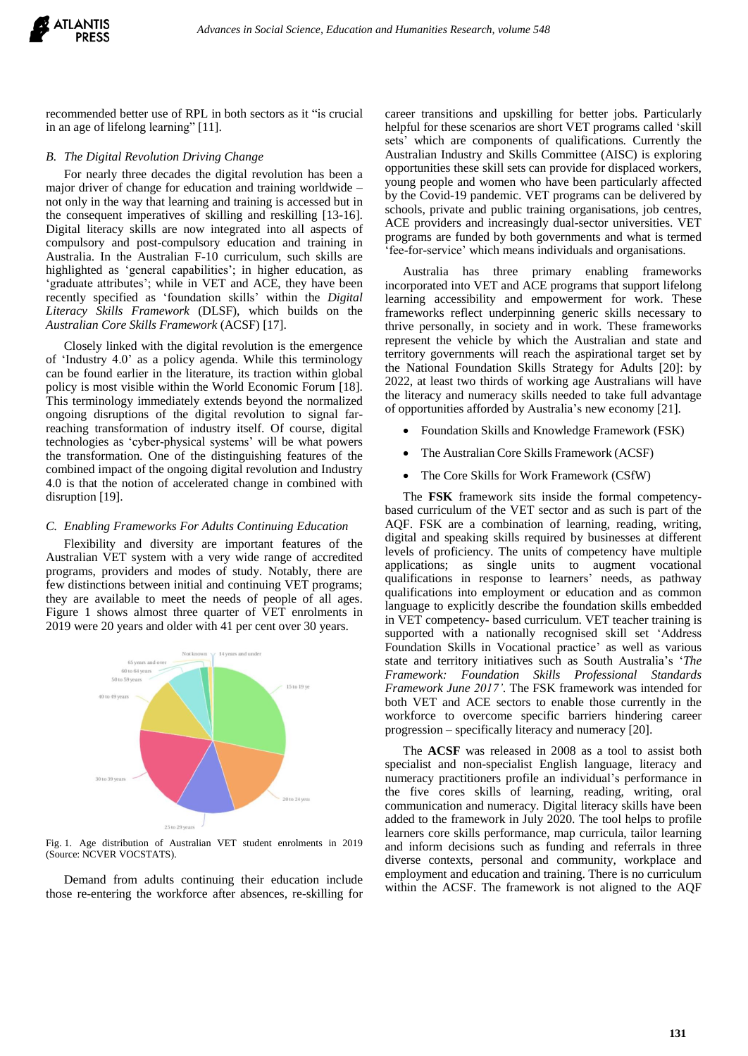recommended better use of RPL in both sectors as it "is crucial in an age of lifelong learning" [11].

### B. The Digital Revolution Driving Change

For nearly three decades the digital revolution has been a major driver of change for education and training worldwide – not only in the way that learning and training is accessed but in the consequent imperatives of skilling and reskilling [13-16]. Digital literacy skills are now integrated into all aspects of compulsory and post-compulsory education and training in Australia. In the Australian F-10 curriculum, such skills are highlighted as 'general capabilities'; in higher education, as 'graduate attributes'; while in VET and ACE, they have been recently specified as 'foundation skills' within the *Digital Literacy Skills Framework* (DLSF), which builds on the *Australian Core Skills Framework* (ACSF) [17].

Closely linked with the digital revolution is the emergence of 'Industry 4.0' as a policy agenda. While this terminology can be found earlier in the literature, its traction within global policy is most visible within the World Economic Forum [18]. This terminology immediately extends beyond the normalized ongoing disruptions of the digital revolution to signal far-reaching transformation of industry itself. Of course, digital technologies as 'cyber-physical systems' will be what powers the transformation. One of the distinguishing features of the combined impact of the ongoing digital revolution and Industry 4.0 is that the notion of accelerated change in combined with disruption [19].

### C. Enabling Frameworks For Adults Continuing Education

Flexibility and diversity are important features of the Australian VET system with a very wide range of accredited programs, providers and modes of study. Notably, there are few distinctions between initial and continuing VET programs; they are available to meet the needs of people of all ages. Figure 1 shows almost three quarter of VET enrolments in 2019 were 20 years and older with 41 per cent over 30 years.

Fig. 1. Age distribution of Australian VET student enrolments in 2019 (Source: NCVER VOCSTATS).

Demand from adults continuing their education include those re-entering the workforce after absences, re-skilling for career transitions and upskilling for better jobs. Particularly helpful for these scenarios are short VET programs called 'skill sets' which are components of qualifications. Currently the Australian Industry and Skills Committee (AISC) is exploring opportunities these skill sets can provide for displaced workers, young people and women who have been particularly affected by the Covid-19 pandemic. VET programs can be delivered by schools, private and public training organisations, job centres, ACE providers and increasingly dual-sector universities. VET programs are funded by both governments and what is termed 'fee-for-service' which means individuals and organisations.

Australia has three primary enabling frameworks incorporated into VET and ACE programs that support lifelong learning accessibility and empowerment for work. These frameworks reflect underpinning generic skills necessary to thrive personally, in society and in work. These frameworks represent the vehicle by which the Australian and state and territory governments will reach the aspirational target set by the National Foundation Skills Strategy for Adults [20]: by 2022, at least two thirds of working age Australians will have the literacy and numeracy skills needed to take full advantage of opportunities afforded by Australia's new economy [21].

- Foundation Skills and Knowledge Framework (FSK)
- The Australian Core Skills Framework (ACSF)
- The Core Skills for Work Framework (CSfW)

The **FSK** framework sits inside the formal competency-based curriculum of the VET sector and as such is part of the AQF. FSK are a combination of learning, reading, writing, digital and speaking skills required by businesses at different levels of proficiency. The units of competency have multiple applications; as single units to augment vocational qualifications in response to learners' needs, as pathway qualifications into employment or education and as common language to explicitly describe the foundation skills embedded in VET competency- based curriculum. VET teacher training is supported with a nationally recognised skill set 'Address Foundation Skills in Vocational practice' as well as various state and territory initiatives such as South Australia's '*The Framework: Foundation Skills Professional Standards Framework June 2017'*. The FSK framework was intended for both VET and ACE sectors to enable those currently in the workforce to overcome specific barriers hindering career progression – specifically literacy and numeracy [20].

The **ACSF** was released in 2008 as a tool to assist both specialist and non-specialist English language, literacy and numeracy practitioners profile an individual's performance in the five cores skills of learning, reading, writing, oral communication and numeracy. Digital literacy skills have been added to the framework in July 2020. The tool helps to profile learners core skills performance, map curricula, tailor learning and inform decisions such as funding and referrals in three diverse contexts, personal and community, workplace and employment and education and training. There is no curriculum within the ACSF. The framework is not aligned to the AQF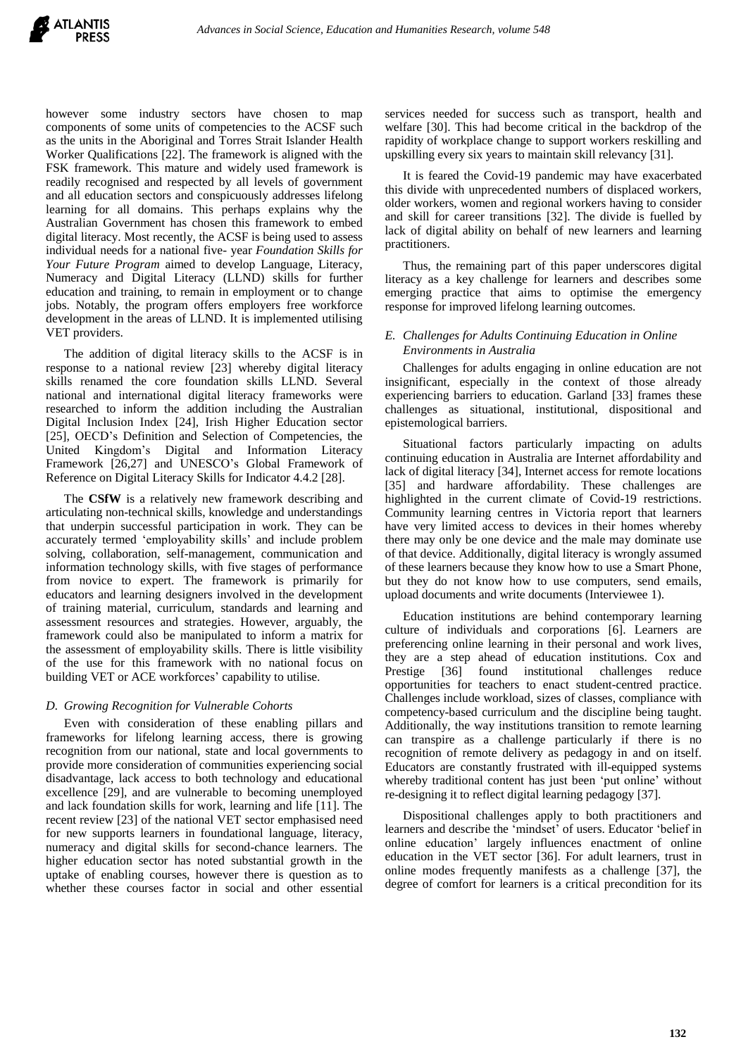however some industry sectors have chosen to map components of some units of competencies to the ACSF such as the units in the Aboriginal and Torres Strait Islander Health Worker Qualifications [22]. The framework is aligned with the FSK framework. This mature and widely used framework is readily recognised and respected by all levels of government and all education sectors and conspicuously addresses lifelong learning for all domains. This perhaps explains why the Australian Government has chosen this framework to embed digital literacy. Most recently, the ACSF is being used to assess individual needs for a national five- year *Foundation Skills for Your Future Program* aimed to develop Language, Literacy, Numeracy and Digital Literacy (LLND) skills for further education and training, to remain in employment or to change jobs. Notably, the program offers employers free workforce development in the areas of LLND. It is implemented utilising VET providers.

The addition of digital literacy skills to the ACSF is in response to a national review [23] whereby digital literacy skills renamed the core foundation skills LLND. Several national and international digital literacy frameworks were researched to inform the addition including the Australian Digital Inclusion Index [24], Irish Higher Education sector [25], OECD's Definition and Selection of Competencies, the United Kingdom's Digital and Information Literacy Framework [26,27] and UNESCO's Global Framework of Reference on Digital Literacy Skills for Indicator 4.4.2 [28].

The **CSfW** is a relatively new framework describing and articulating non-technical skills, knowledge and understandings that underpin successful participation in work. They can be accurately termed 'employability skills' and include problem solving, collaboration, self-management, communication and information technology skills, with five stages of performance from novice to expert. The framework is primarily for educators and learning designers involved in the development of training material, curriculum, standards and learning and assessment resources and strategies. However, arguably, the framework could also be manipulated to inform a matrix for the assessment of employability skills. There is little visibility of the use for this framework with no national focus on building VET or ACE workforces' capability to utilise.

### *D. Growing Recognition for Vulnerable Cohorts*

Even with consideration of these enabling pillars and frameworks for lifelong learning access, there is growing recognition from our national, state and local governments to provide more consideration of communities experiencing social disadvantage, lack access to both technology and educational excellence [29], and are vulnerable to becoming unemployed and lack foundation skills for work, learning and life [11]. The recent review [23] of the national VET sector emphasised need for new supports learners in foundational language, literacy, numeracy and digital skills for second-chance learners. The higher education sector has noted substantial growth in the uptake of enabling courses, however there is question as to whether these courses factor in social and other essential services needed for success such as transport, health and welfare [30]. This had become critical in the backdrop of the rapidity of workplace change to support workers reskilling and upskilling every six years to maintain skill relevancy [31].

It is feared the Covid-19 pandemic may have exacerbated this divide with unprecedented numbers of displaced workers, older workers, women and regional workers having to consider and skill for career transitions [32]. The divide is fuelled by lack of digital ability on behalf of new learners and learning practitioners.

Thus, the remaining part of this paper underscores digital literacy as a key challenge for learners and describes some emerging practice that aims to optimise the emergency response for improved lifelong learning outcomes.

### *E. Challenges for Adults Continuing Education in Online Environments in Australia*

Challenges for adults engaging in online education are not insignificant, especially in the context of those already experiencing barriers to education. Garland [33] frames these challenges as situational, institutional, dispositional and epistemological barriers.

Situational factors particularly impacting on adults continuing education in Australia are Internet affordability and lack of digital literacy [34], Internet access for remote locations [35] and hardware affordability. These challenges are highlighted in the current climate of Covid-19 restrictions. Community learning centres in Victoria report that learners have very limited access to devices in their homes whereby there may only be one device and the male may dominate use of that device. Additionally, digital literacy is wrongly assumed of these learners because they know how to use a Smart Phone, but they do not know how to use computers, send emails, upload documents and write documents (Interviewee 1).

Education institutions are behind contemporary learning culture of individuals and corporations [6]. Learners are preferencing online learning in their personal and work lives, they are a step ahead of education institutions. Cox and Prestige [36] found institutional challenges reduce opportunities for teachers to enact student-centred practice. Challenges include workload, sizes of classes, compliance with competency-based curriculum and the discipline being taught. Additionally, the way institutions transition to remote learning can transpire as a challenge particularly if there is no recognition of remote delivery as pedagogy in and on itself. Educators are constantly frustrated with ill-equipped systems whereby traditional content has just been 'put online' without re-designing it to reflect digital learning pedagogy [37].

Dispositional challenges apply to both practitioners and learners and describe the 'mindset' of users. Educator 'belief in online education' largely influences enactment of online education in the VET sector [36]. For adult learners, trust in online modes frequently manifests as a challenge [37], the degree of comfort for learners is a critical precondition for its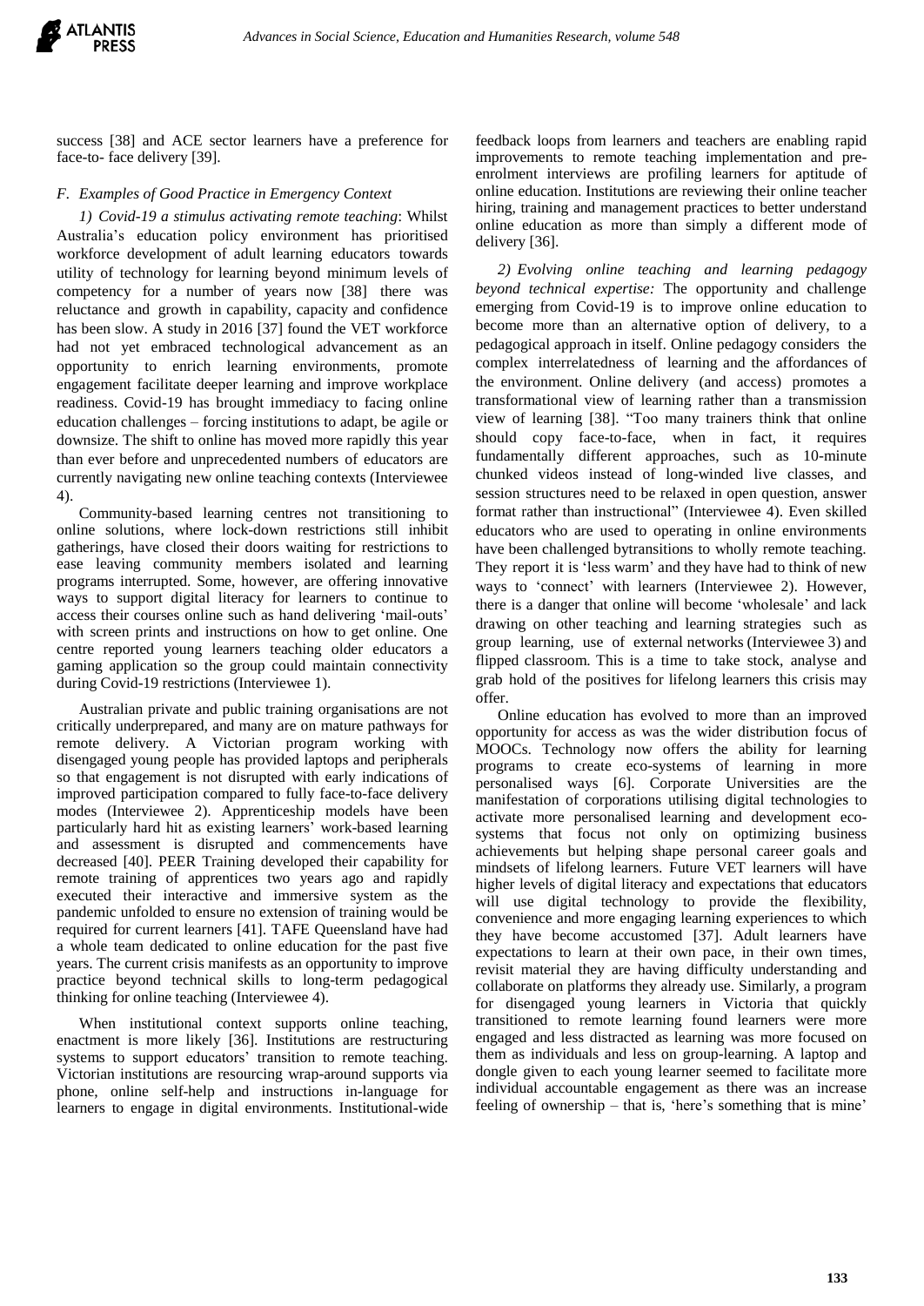success [38] and ACE sector learners have a preference for face-to- face delivery [39].

### F. Examples of Good Practice in Emergency Context

*1) Covid-19 a stimulus activating remote teaching*: Whilst Australia's education policy environment has prioritised workforce development of adult learning educators towards utility of technology for learning beyond minimum levels of competency for a number of years now [38] there was reluctance and growth in capability, capacity and confidence has been slow. A study in 2016 [37] found the VET workforce had not yet embraced technological advancement as an opportunity to enrich learning environments, promote engagement facilitate deeper learning and improve workplace readiness. Covid-19 has brought immediacy to facing online education challenges – forcing institutions to adapt, be agile or downsize. The shift to online has moved more rapidly this year than ever before and unprecedented numbers of educators are currently navigating new online teaching contexts (Interviewee 4).

Community-based learning centres not transitioning to online solutions, where lock-down restrictions still inhibit gatherings, have closed their doors waiting for restrictions to ease leaving community members isolated and learning programs interrupted. Some, however, are offering innovative ways to support digital literacy for learners to continue to access their courses online such as hand delivering 'mail-outs' with screen prints and instructions on how to get online. One centre reported young learners teaching older educators a gaming application so the group could maintain connectivity during Covid-19 restrictions (Interviewee 1).

Australian private and public training organisations are not critically underprepared, and many are on mature pathways for remote delivery. A Victorian program working with disengaged young people has provided laptops and peripherals so that engagement is not disrupted with early indications of improved participation compared to fully face-to-face delivery modes (Interviewee 2). Apprenticeship models have been particularly hard hit as existing learners' work-based learning and assessment is disrupted and commencements have decreased [40]. PEER Training developed their capability for remote training of apprentices two years ago and rapidly executed their interactive and immersive system as the pandemic unfolded to ensure no extension of training would be required for current learners [41]. TAFE Queensland have had a whole team dedicated to online education for the past five years. The current crisis manifests as an opportunity to improve practice beyond technical skills to long-term pedagogical thinking for online teaching (Interviewee 4).

When institutional context supports online teaching, enactment is more likely [36]. Institutions are restructuring systems to support educators' transition to remote teaching. Victorian institutions are resourcing wrap-around supports via phone, online self-help and instructions in-language for learners to engage in digital environments. Institutional-wide feedback loops from learners and teachers are enabling rapid improvements to remote teaching implementation and pre-enrolment interviews are profiling learners for aptitude of online education. Institutions are reviewing their online teacher hiring, training and management practices to better understand online education as more than simply a different mode of delivery [36].

*2) Evolving online teaching and learning pedagogy beyond technical expertise:* The opportunity and challenge emerging from Covid-19 is to improve online education to become more than an alternative option of delivery, to a pedagogical approach in itself. Online pedagogy considers the complex interrelatedness of learning and the affordances of the environment. Online delivery (and access) promotes a transformational view of learning rather than a transmission view of learning [38]. "Too many trainers think that online should copy face-to-face, when in fact, it requires fundamentally different approaches, such as 10-minute chunked videos instead of long-winded live classes, and session structures need to be relaxed in open question, answer format rather than instructional" (Interviewee 4). Even skilled educators who are used to operating in online environments have been challenged bytransitions to wholly remote teaching. They report it is 'less warm' and they have had to think of new ways to 'connect' with learners (Interviewee 2). However, there is a danger that online will become 'wholesale' and lack drawing on other teaching and learning strategies such as group learning, use of external networks (Interviewee 3) and flipped classroom. This is a time to take stock, analyse and grab hold of the positives for lifelong learners this crisis may offer.

Online education has evolved to more than an improved opportunity for access as was the wider distribution focus of MOOCs. Technology now offers the ability for learning programs to create eco-systems of learning in more personalised ways [6]. Corporate Universities are the manifestation of corporations utilising digital technologies to activate more personalised learning and development eco-systems that focus not only on optimizing business achievements but helping shape personal career goals and mindsets of lifelong learners. Future VET learners will have higher levels of digital literacy and expectations that educators will use digital technology to provide the flexibility, convenience and more engaging learning experiences to which they have become accustomed [37]. Adult learners have expectations to learn at their own pace, in their own times, revisit material they are having difficulty understanding and collaborate on platforms they already use. Similarly, a program for disengaged young learners in Victoria that quickly transitioned to remote learning found learners were more engaged and less distracted as learning was more focused on them as individuals and less on group-learning. A laptop and dongle given to each young learner seemed to facilitate more individual accountable engagement as there was an increase feeling of ownership – that is, 'here's something that is mine'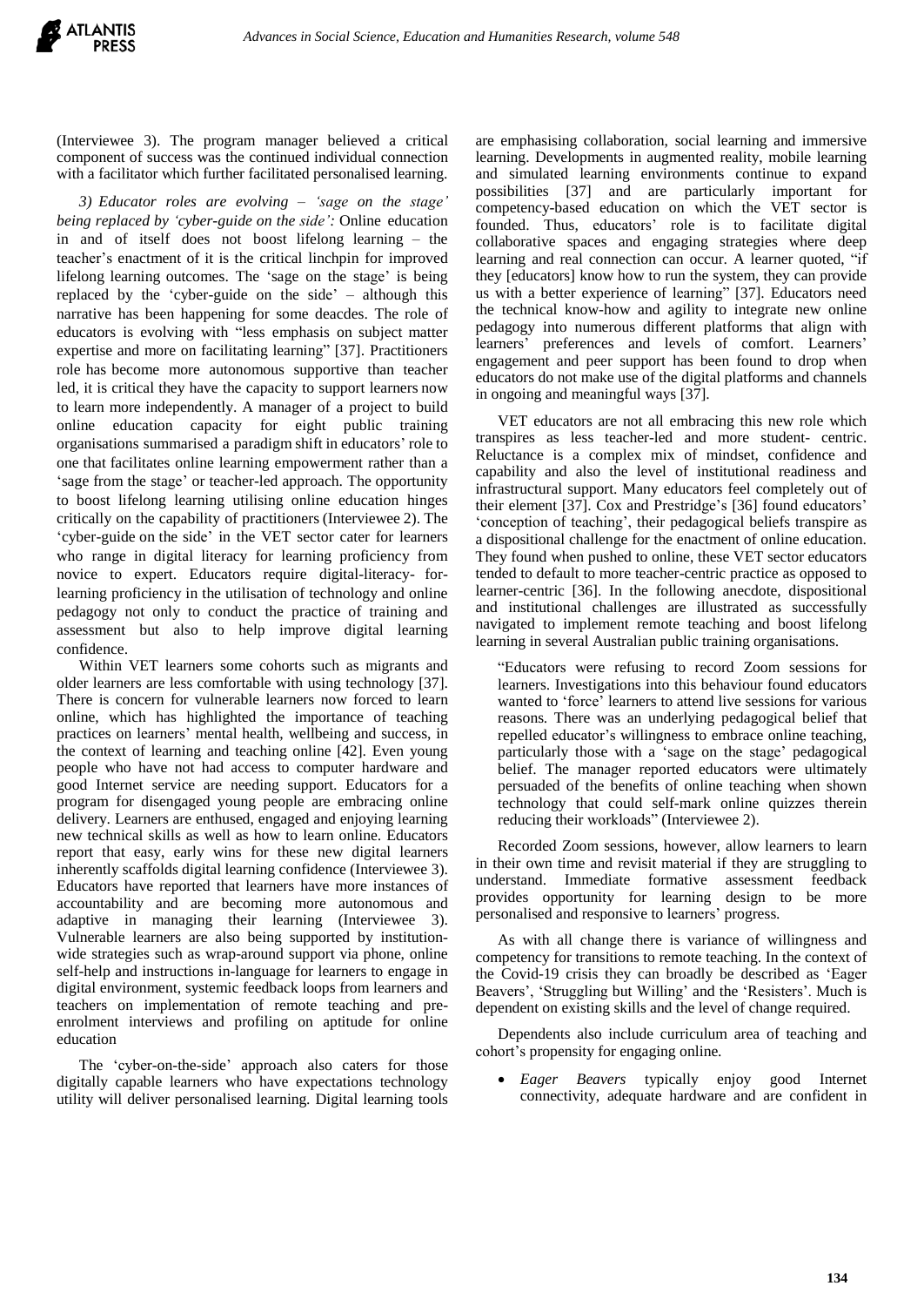(Interviewee 3). The program manager believed a critical component of success was the continued individual connection with a facilitator which further facilitated personalised learning.

*3) Educator roles are evolving – 'sage on the stage' being replaced by 'cyber-guide on the side':* Online education in and of itself does not boost lifelong learning – the teacher's enactment of it is the critical linchpin for improved lifelong learning outcomes. The 'sage on the stage' is being replaced by the 'cyber-guide on the side' – although this narrative has been happening for some deacdes. The role of educators is evolving with "less emphasis on subject matter expertise and more on facilitating learning" [37]. Practitioners role has become more autonomous supportive than teacher led, it is critical they have the capacity to support learners now to learn more independently. A manager of a project to build online education capacity for eight public training organisations summarised a paradigm shift in educators' role to one that facilitates online learning empowerment rather than a 'sage from the stage' or teacher-led approach. The opportunity to boost lifelong learning utilising online education hinges critically on the capability of practitioners (Interviewee 2). The 'cyber-guide on the side' in the VET sector cater for learners who range in digital literacy for learning proficiency from novice to expert. Educators require digital-literacy- for-learning proficiency in the utilisation of technology and online pedagogy not only to conduct the practice of training and assessment but also to help improve digital learning confidence.

Within VET learners some cohorts such as migrants and older learners are less comfortable with using technology [37]. There is concern for vulnerable learners now forced to learn online, which has highlighted the importance of teaching practices on learners' mental health, wellbeing and success, in the context of learning and teaching online [42]. Even young people who have not had access to computer hardware and good Internet service are needing support. Educators for a program for disengaged young people are embracing online delivery. Learners are enthused, engaged and enjoying learning new technical skills as well as how to learn online. Educators report that easy, early wins for these new digital learners inherently scaffolds digital learning confidence (Interviewee 3). Educators have reported that learners have more instances of accountability and are becoming more autonomous and adaptive in managing their learning (Interviewee 3). Vulnerable learners are also being supported by institution-wide strategies such as wrap-around support via phone, online self-help and instructions in-language for learners to engage in digital environment, systemic feedback loops from learners and teachers on implementation of remote teaching and pre-enrolment interviews and profiling on aptitude for online education

The 'cyber-on-the-side' approach also caters for those digitally capable learners who have expectations technology utility will deliver personalised learning. Digital learning tools are emphasising collaboration, social learning and immersive learning. Developments in augmented reality, mobile learning and simulated learning environments continue to expand possibilities [37] and are particularly important for competency-based education on which the VET sector is founded. Thus, educators' role is to facilitate digital collaborative spaces and engaging strategies where deep learning and real connection can occur. A learner quoted, "if they [educators] know how to run the system, they can provide us with a better experience of learning" [37]. Educators need the technical know-how and agility to integrate new online pedagogy into numerous different platforms that align with learners' preferences and levels of comfort. Learners' engagement and peer support has been found to drop when educators do not make use of the digital platforms and channels in ongoing and meaningful ways [37].

VET educators are not all embracing this new role which transpires as less teacher-led and more student- centric. Reluctance is a complex mix of mindset, confidence and capability and also the level of institutional readiness and infrastructural support. Many educators feel completely out of their element [37]. Cox and Prestridge's [36] found educators' 'conception of teaching', their pedagogical beliefs transpire as a dispositional challenge for the enactment of online education. They found when pushed to online, these VET sector educators tended to default to more teacher-centric practice as opposed to learner-centric [36]. In the following anecdote, dispositional and institutional challenges are illustrated as successfully navigated to implement remote teaching and boost lifelong learning in several Australian public training organisations.

> "Educators were refusing to record Zoom sessions for learners. Investigations into this behaviour found educators wanted to 'force' learners to attend live sessions for various reasons. There was an underlying pedagogical belief that repelled educator's willingness to embrace online teaching, particularly those with a 'sage on the stage' pedagogical belief. The manager reported educators were ultimately persuaded of the benefits of online teaching when shown technology that could self-mark online quizzes therein reducing their workloads" (Interviewee 2).

Recorded Zoom sessions, however, allow learners to learn in their own time and revisit material if they are struggling to understand. Immediate formative assessment feedback provides opportunity for learning design to be more personalised and responsive to learners' progress.

As with all change there is variance of willingness and competency for transitions to remote teaching. In the context of the Covid-19 crisis they can broadly be described as 'Eager Beavers', 'Struggling but Willing' and the 'Resisters'. Much is dependent on existing skills and the level of change required.

Dependents also include curriculum area of teaching and cohort's propensity for engaging online.

- *Eager Beavers* typically enjoy good Internet connectivity, adequate hardware and are confident in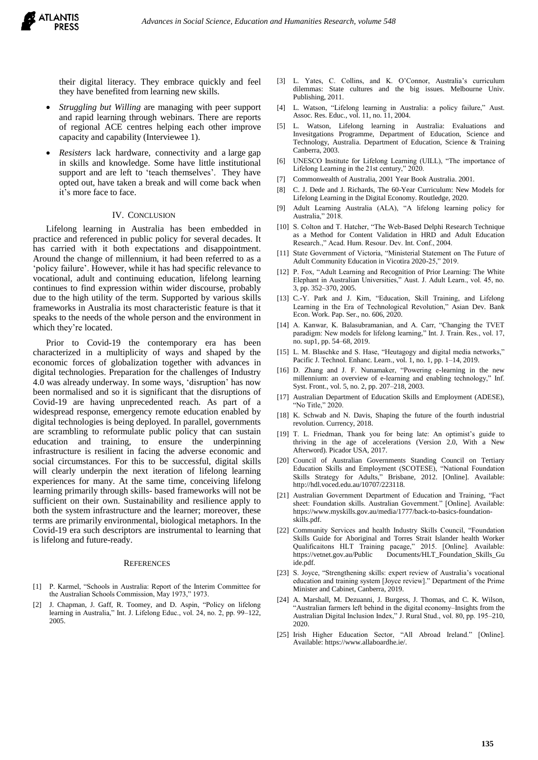their digital literacy. They embrace quickly and feel they have benefited from learning new skills.

- *Struggling but Willing* are managing with peer support and rapid learning through webinars. There are reports of regional ACE centres helping each other improve capacity and capability (Interviewee 1).
- *Resisters* lack hardware, connectivity and a large gap in skills and knowledge. Some have little institutional support and are left to 'teach themselves'. They have opted out, have taken a break and will come back when it's more face to face.

## IV. Conclusion

Lifelong learning in Australia has been embedded in practice and referenced in public policy for several decades. It has carried with it both expectations and disappointment. Around the change of millennium, it had been referred to as a 'policy failure'. However, while it has had specific relevance to vocational, adult and continuing education, lifelong learning continues to find expression within wider discourse, probably due to the high utility of the term. Supported by various skills frameworks in Australia its most characteristic feature is that it speaks to the needs of the whole person and the environment in which they're located.

Prior to Covid-19 the contemporary era has been characterized in a multiplicity of ways and shaped by the economic forces of globalization together with advances in digital technologies. Preparation for the challenges of Industry 4.0 was already underway. In some ways, 'disruption' has now been normalised and so it is significant that the disruptions of Covid-19 are having unprecedented reach. As part of a widespread response, emergency remote education enabled by digital technologies is being deployed. In parallel, governments are scrambling to reformulate public policy that can sustain education and training, to ensure the underpinning infrastructure is resilient in facing the adverse economic and social circumstances. For this to be successful, digital skills will clearly underpin the next iteration of lifelong learning experiences for many. At the same time, conceiving lifelong learning primarily through skills- based frameworks will not be sufficient on their own. Sustainability and resilience apply to both the system infrastructure and the learner; moreover, these terms are primarily environmental, biological metaphors. In the Covid-19 era such descriptors are instrumental to learning that is lifelong and future-ready.

## References

[1] P. Karmel, "Schools in Australia: Report of the Interim Committee for the Australian Schools Commission, May 1973," 1973.

[2] J. Chapman, J. Gaff, R. Toomey, and D. Aspin, "Policy on lifelong learning in Australia," Int. J. Lifelong Educ., vol. 24, no. 2, pp. 99–122, 2005.

[3] L. Yates, C. Collins, and K. O'Connor, Australia's curriculum dilemmas: State cultures and the big issues. Melbourne Univ. Publishing, 2011.

[4] L. Watson, "Lifelong learning in Australia: a policy failure," Aust. Assoc. Res. Educ., vol. 11, no. 11, 2004.

[5] L. Watson, Lifelong learning in Australia: Evaluations and Invesitgations Programme, Department of Education, Science and Technology, Australia. Department of Education, Science & Training Canberra, 2003.

[6] UNESCO Institute for Lifelong Learning (UILL), "The importance of Lifelong Learning in the 21st century," 2020.

[7] Commonwealth of Australia, 2001 Year Book Australia. 2001.

[8] C. J. Dede and J. Richards, The 60-Year Curriculum: New Models for Lifelong Learning in the Digital Economy. Routledge, 2020.

[9] Adult Learning Australia (ALA), "A lifelong learning policy for Australia," 2018.

[10] S. Colton and T. Hatcher, "The Web-Based Delphi Research Technique as a Method for Content Validation in HRD and Adult Education Research.," Acad. Hum. Resour. Dev. Int. Conf., 2004.

[11] State Government of Victoria, "Ministerial Statement on The Future of Adult Community Education in Vicotira 2020-25," 2019.

[12] P. Fox, "Adult Learning and Recognition of Prior Learning: The White Elephant in Australian Universities," Aust. J. Adult Learn., vol. 45, no. 3, pp. 352–370, 2005.

[13] C.-Y. Park and J. Kim, "Education, Skill Training, and Lifelong Learning in the Era of Technological Revolution," Asian Dev. Bank Econ. Work. Pap. Ser., no. 606, 2020.

[14] A. Kanwar, K. Balasubramanian, and A. Carr, "Changing the TVET paradigm: New models for lifelong learning," Int. J. Train. Res., vol. 17, no. sup1, pp. 54–68, 2019.

[15] L. M. Blaschke and S. Hase, "Heutagogy and digital media networks," Pacific J. Technol. Enhanc. Learn., vol. 1, no. 1, pp. 1–14, 2019.

[16] D. Zhang and J. F. Nunamaker, "Powering e-learning in the new millennium: an overview of e-learning and enabling technology," Inf. Syst. Front., vol. 5, no. 2, pp. 207–218, 2003.

[17] Australian Department of Education Skills and Employment (ADESE), "No Title," 2020.

[18] K. Schwab and N. Davis, Shaping the future of the fourth industrial revolution. Currency, 2018.

[19] T. L. Friedman, Thank you for being late: An optimist's guide to thriving in the age of accelerations (Version 2.0, With a New Afterword). Picador USA, 2017.

[20] Council of Australian Governments Standing Council on Tertiary Education Skills and Employment (SCOTESE), "National Foundation Skills Strategy for Adults," Brisbane, 2012. [Online]. Available: http://hdl.voced.edu.au/10707/223118.

[21] Australian Government Department of Education and Training, "Fact sheet: Foundation skills. Australian Government." [Online]. Available: https://www.myskills.gov.au/media/1777/back-to-basics-foundation-skills.pdf.

[22] Community Services and health Industry Skills Council, "Foundation Skills Guide for Aboriginal and Torres Strait Islander health Worker Qualificaitons HLT Training pacage," 2015. [Online]. Available: https://vetnet.gov.au/Public Documents/HLT_Foundation_Skills_Guide.pdf.

[23] S. Joyce, "Strengthening skills: expert review of Australia's vocational education and training system [Joyce review]." Department of the Prime Minister and Cabinet, Canberra, 2019.

[24] A. Marshall, M. Dezuanni, J. Burgess, J. Thomas, and C. K. Wilson, "Australian farmers left behind in the digital economy–Insights from the Australian Digital Inclusion Index," J. Rural Stud., vol. 80, pp. 195–210, 2020.

[25] Irish Higher Education Sector, "All Abroad Ireland." [Online]. Available: https://www.allaboardhe.ie/.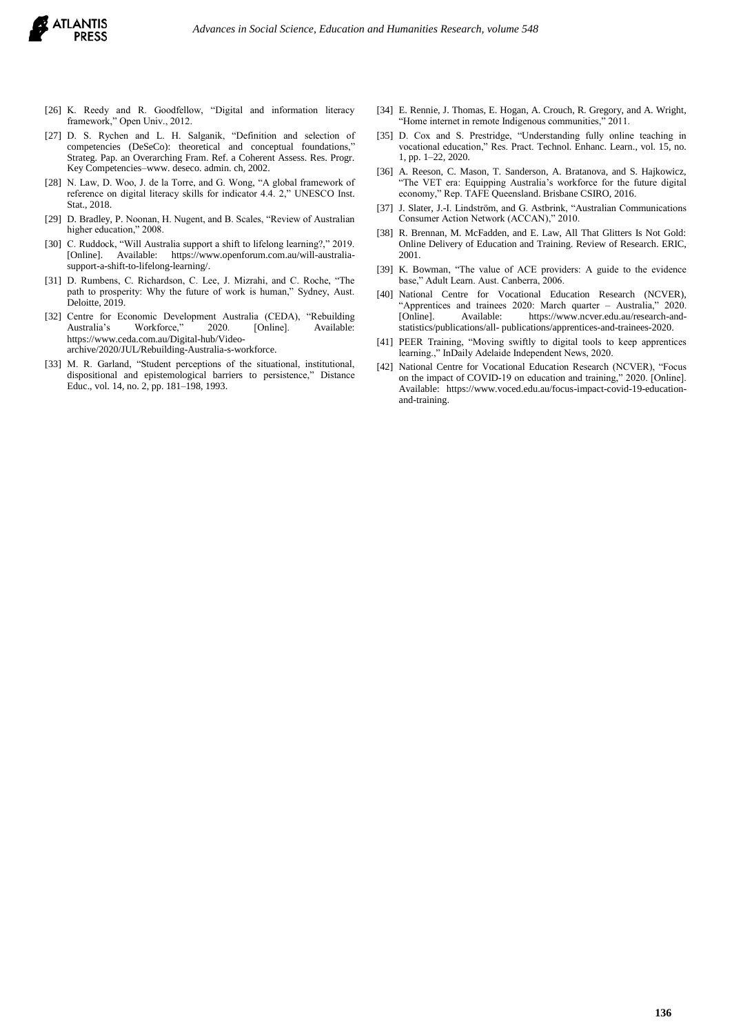[26] K. Reedy and R. Goodfellow, "Digital and information literacy framework," Open Univ., 2012.

[27] D. S. Rychen and L. H. Salganik, "Definition and selection of competencies (DeSeCo): theoretical and conceptual foundations," Strateg. Pap. an Overarching Fram. Ref. a Coherent Assess. Res. Progr. Key Competencies–www. deseco. admin. ch, 2002.

[28] N. Law, D. Woo, J. de la Torre, and G. Wong, "A global framework of reference on digital literacy skills for indicator 4.4. 2," UNESCO Inst. Stat., 2018.

[29] D. Bradley, P. Noonan, H. Nugent, and B. Scales, "Review of Australian higher education," 2008.

[30] C. Ruddock, "Will Australia support a shift to lifelong learning?," 2019. [Online]. Available: https://www.openforum.com.au/will-australia-support-a-shift-to-lifelong-learning/.

[31] D. Rumbens, C. Richardson, C. Lee, J. Mizrahi, and C. Roche, "The path to prosperity: Why the future of work is human," Sydney, Aust. Deloitte, 2019.

[32] Centre for Economic Development Australia (CEDA), "Rebuilding Australia's Workforce," 2020. [Online]. Available: https://www.ceda.com.au/Digital-hub/Video-archive/2020/JUL/Rebuilding-Australia-s-workforce.

[33] M. R. Garland, "Student perceptions of the situational, institutional, dispositional and epistemological barriers to persistence," Distance Educ., vol. 14, no. 2, pp. 181–198, 1993.

[34] E. Rennie, J. Thomas, E. Hogan, A. Crouch, R. Gregory, and A. Wright, "Home internet in remote Indigenous communities," 2011.

[35] D. Cox and S. Prestridge, "Understanding fully online teaching in vocational education," Res. Pract. Technol. Enhanc. Learn., vol. 15, no. 1, pp. 1–22, 2020.

[36] A. Reeson, C. Mason, T. Sanderson, A. Bratanova, and S. Hajkowicz, "The VET era: Equipping Australia's workforce for the future digital economy," Rep. TAFE Queensland. Brisbane CSIRO, 2016.

[37] J. Slater, J.-I. Lindström, and G. Astbrink, "Australian Communications Consumer Action Network (ACCAN)," 2010.

[38] R. Brennan, M. McFadden, and E. Law, All That Glitters Is Not Gold: Online Delivery of Education and Training. Review of Research. ERIC, 2001.

[39] K. Bowman, "The value of ACE providers: A guide to the evidence base," Adult Learn. Aust. Canberra, 2006.

[40] National Centre for Vocational Education Research (NCVER), "Apprentices and trainees 2020: March quarter – Australia," 2020. [Online]. Available: https://www.ncver.edu.au/research-and-statistics/publications/all- publications/apprentices-and-trainees-2020.

[41] PEER Training, "Moving swiftly to digital tools to keep apprentices learning.," InDaily Adelaide Independent News, 2020.

[42] National Centre for Vocational Education Research (NCVER), "Focus on the impact of COVID-19 on education and training," 2020. [Online]. Available: https://www.voced.edu.au/focus-impact-covid-19-education-and-training.